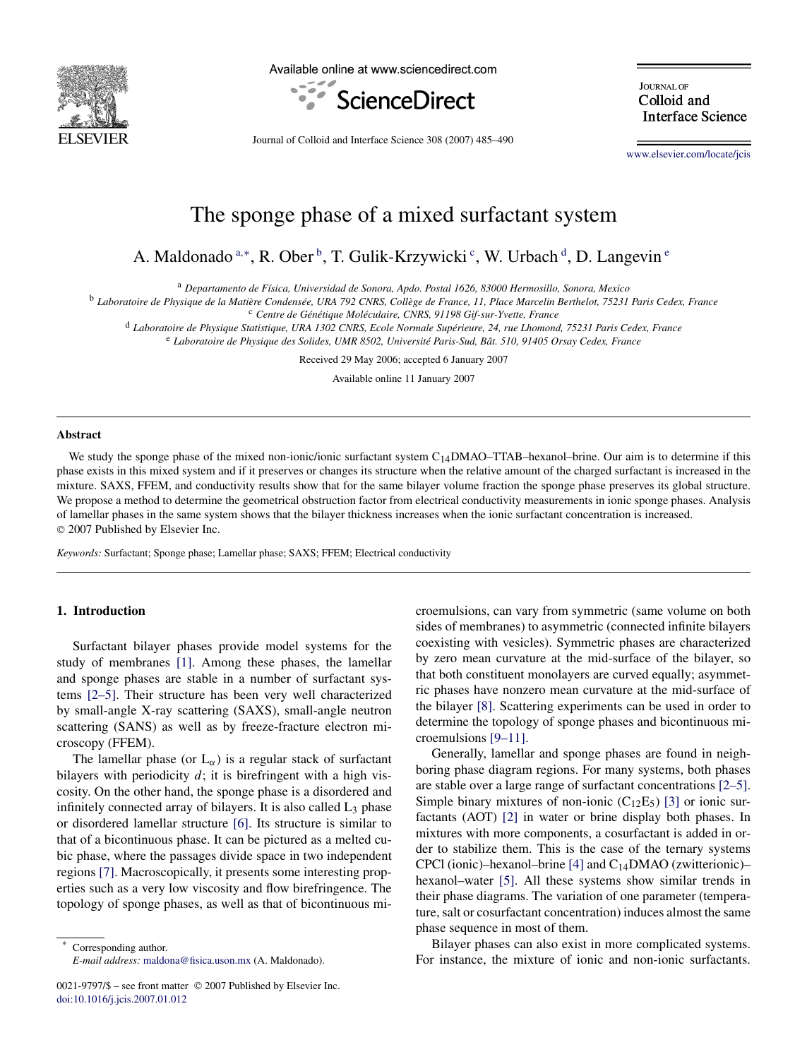# The sponge phase of a mixed surfactant system

A. Maldonado [a,*], R. Ober [b], T. Gulik-Krzywicki [c], W. Urbach [d], D. Langevin [e]

[a] *Departamento de Física, Universidad de Sonora, Apdo. Postal 1626, 83000 Hermosillo, Sonora, Mexico*

[b] *Laboratoire de Physique de la Matière Condensée, URA 792 CNRS, Collège de France, 11, Place Marcelin Berthelot, 75231 Paris Cedex, France*

[c] *Centre de Génétique Moléculaire, CNRS, 91198 Gif-sur-Yvette, France*

[d] *Laboratoire de Physique Statistique, URA 1302 CNRS, Ecole Normale Supérieure, 24, rue Lhomond, 75231 Paris Cedex, France*

[e] *Laboratoire de Physique des Solides, UMR 8502, Université Paris-Sud, Bât. 510, 91405 Orsay Cedex, France*

Received 29 May 2006; accepted 6 January 2007

Available online 11 January 2007

## Abstract

We study the sponge phase of the mixed non-ionic/ionic surfactant system $C_{14}$DMAO–TTAB–hexanol–brine. Our aim is to determine if this phase exists in this mixed system and if it preserves or changes its structure when the relative amount of the charged surfactant is increased in the mixture. SAXS, FFEM, and conductivity results show that for the same bilayer volume fraction the sponge phase preserves its global structure. We propose a method to determine the geometrical obstruction factor from electrical conductivity measurements in ionic sponge phases. Analysis of lamellar phases in the same system shows that the bilayer thickness increases when the ionic surfactant concentration is increased.
© 2007 Published by Elsevier Inc.

*Keywords:* Surfactant; Sponge phase; Lamellar phase; SAXS; FFEM; Electrical conductivity

## 1. Introduction

Surfactant bilayer phases provide model systems for the study of membranes [1]. Among these phases, the lamellar and sponge phases are stable in a number of surfactant systems [2–5]. Their structure has been very well characterized by small-angle X-ray scattering (SAXS), small-angle neutron scattering (SANS) as well as by freeze-fracture electron microscopy (FFEM).

The lamellar phase (or $L_\alpha$) is a regular stack of surfactant bilayers with periodicity $d$; it is birefringent with a high viscosity. On the other hand, the sponge phase is a disordered and infinitely connected array of bilayers. It is also called $L_3$ phase or disordered lamellar structure [6]. Its structure is similar to that of a bicontinuous phase. It can be pictured as a melted cubic phase, where the passages divide space in two independent regions [7]. Macroscopically, it presents some interesting properties such as a very low viscosity and flow birefringence. The topology of sponge phases, as well as that of bicontinuous microemulsions, can vary from symmetric (same volume on both sides of membranes) to asymmetric (connected infinite bilayers coexisting with vesicles). Symmetric phases are characterized by zero mean curvature at the mid-surface of the bilayer, so that both constituent monolayers are curved equally; asymmetric phases have nonzero mean curvature at the mid-surface of the bilayer [8]. Scattering experiments can be used in order to determine the topology of sponge phases and bicontinuous microemulsions [9–11].

Generally, lamellar and sponge phases are found in neighboring phase diagram regions. For many systems, both phases are stable over a large range of surfactant concentrations [2–5]. Simple binary mixtures of non-ionic ($C_{12}E_5$) [3] or ionic surfactants (AOT) [2] in water or brine display both phases. In mixtures with more components, a cosurfactant is added in order to stabilize them. This is the case of the ternary systems CPCl (ionic)–hexanol–brine [4] and $C_{14}$DMAO (zwitterionic)–hexanol–water [5]. All these systems show similar trends in their phase diagrams. The variation of one parameter (temperature, salt or cosurfactant concentration) induces almost the same phase sequence in most of them.

Bilayer phases can also exist in more complicated systems. For instance, the mixture of ionic and non-ionic surfactants.

* Corresponding author.
*E-mail address:* maldona@fisica.uson.mx (A. Maldonado).

0021-9797/$ – see front matter © 2007 Published by Elsevier Inc.
doi:10.1016/j.jcis.2007.01.012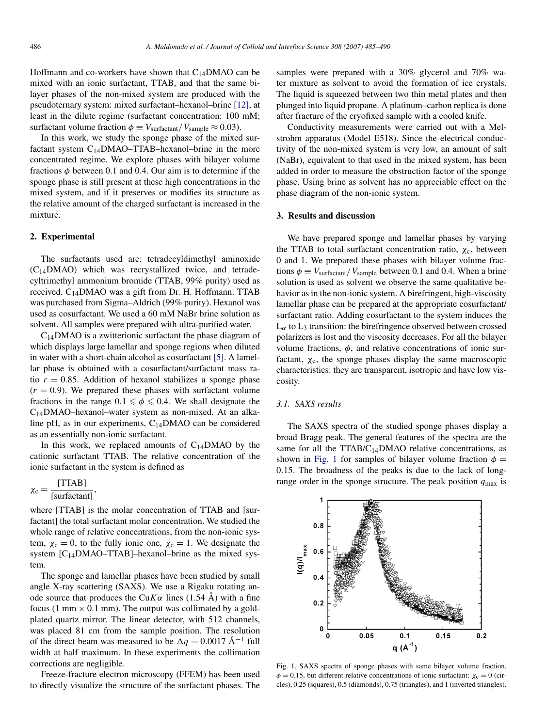Hoffmann and co-workers have shown that $C_{14}DMAO$ can be mixed with an ionic surfactant, TTAB, and that the same bilayer phases of the non-mixed system are produced with the pseudoternary system: mixed surfactant–hexanol–brine [12], at least in the dilute regime (surfactant concentration: 100 mM; surfactant volume fraction $\phi \equiv V_{surfactant}/V_{sample} \approx 0.03$).

In this work, we study the sponge phase of the mixed surfactant system $C_{14}DMAO$–TTAB–hexanol–brine in the more concentrated regime. We explore phases with bilayer volume fractions $\phi$ between 0.1 and 0.4. Our aim is to determine if the sponge phase is still present at these high concentrations in the mixed system, and if it preserves or modifies its structure as the relative amount of the charged surfactant is increased in the mixture.

## 2. Experimental

The surfactants used are: tetradecyldimethyl aminoxide ($C_{14}DMAO$) which was recrystallized twice, and tetradecyltrimethyl ammonium bromide (TTAB, 99% purity) used as received. $C_{14}DMAO$ was a gift from Dr. H. Hoffmann. TTAB was purchased from Sigma–Aldrich (99% purity). Hexanol was used as cosurfactant. We used a 60 mM NaBr brine solution as solvent. All samples were prepared with ultra-purified water.

$C_{14}DMAO$ is a zwitterionic surfactant the phase diagram of which displays large lamellar and sponge regions when diluted in water with a short-chain alcohol as cosurfactant [5]. A lamellar phase is obtained with a cosurfactant/surfactant mass ratio $r = 0.85$. Addition of hexanol stabilizes a sponge phase ($r = 0.9$). We prepared these phases with surfactant volume fractions in the range $0.1 \leqslant \phi \leqslant 0.4$. We shall designate the $C_{14}DMAO$–hexanol–water system as non-mixed. At an alkaline pH, as in our experiments, $C_{14}DMAO$ can be considered as an essentially non-ionic surfactant.

In this work, we replaced amounts of $C_{14}DMAO$ by the cationic surfactant TTAB. The relative concentration of the ionic surfactant in the system is defined as

$$\chi_c = \frac{[\text{TTAB}]}{[\text{surfactant}]},$$

where [TTAB] is the molar concentration of TTAB and [surfactant] the total surfactant molar concentration. We studied the whole range of relative concentrations, from the non-ionic system, $\chi_c = 0$, to the fully ionic one, $\chi_c = 1$. We designate the system [$C_{14}DMAO$–TTAB]–hexanol–brine as the mixed system.

The sponge and lamellar phases have been studied by small angle X-ray scattering (SAXS). We use a Rigaku rotating anode source that produces the Cu$K\alpha$ lines (1.54 Å) with a fine focus (1 mm × 0.1 mm). The output was collimated by a gold-plated quartz mirror. The linear detector, with 512 channels, was placed 81 cm from the sample position. The resolution of the direct beam was measured to be $\Delta q = 0.0017$ Å$^{-1}$ full width at half maximum. In these experiments the collimation corrections are negligible.

Freeze-fracture electron microscopy (FFEM) has been used to directly visualize the structure of the surfactant phases. The samples were prepared with a 30% glycerol and 70% water mixture as solvent to avoid the formation of ice crystals. The liquid is squeezed between two thin metal plates and then plunged into liquid propane. A platinum–carbon replica is done after fracture of the cryofixed sample with a cooled knife.

Conductivity measurements were carried out with a Melstrohm apparatus (Model E518). Since the electrical conductivity of the non-mixed system is very low, an amount of salt (NaBr), equivalent to that used in the mixed system, has been added in order to measure the obstruction factor of the sponge phase. Using brine as solvent has no appreciable effect on the phase diagram of the non-ionic system.

## 3. Results and discussion

We have prepared sponge and lamellar phases by varying the TTAB to total surfactant concentration ratio, $\chi_c$, between 0 and 1. We prepared these phases with bilayer volume fractions $\phi \equiv V_{surfactant}/V_{sample}$ between 0.1 and 0.4. When a brine solution is used as solvent we observe the same qualitative behavior as in the non-ionic system. A birefringent, high-viscosity lamellar phase can be prepared at the appropriate cosurfactant/surfactant ratio. Adding cosurfactant to the system induces the $L_\alpha$ to $L_3$ transition: the birefringence observed between crossed polarizers is lost and the viscosity decreases. For all the bilayer volume fractions, $\phi$, and relative concentrations of ionic surfactant, $\chi_c$, the sponge phases display the same macroscopic characteristics: they are transparent, isotropic and have low viscosity.

### 3.1. SAXS results

The SAXS spectra of the studied sponge phases display a broad Bragg peak. The general features of the spectra are the same for all the TTAB/$C_{14}DMAO$ relative concentrations, as shown in Fig. 1 for samples of bilayer volume fraction $\phi = 0.15$. The broadness of the peaks is due to the lack of long-range order in the sponge structure. The peak position $q_{max}$ is

Fig. 1. SAXS spectra of sponge phases with same bilayer volume fraction, $\phi = 0.15$, but different relative concentrations of ionic surfactant: $\chi_c = 0$ (circles), 0.25 (squares), 0.5 (diamonds), 0.75 (triangles), and 1 (inverted triangles).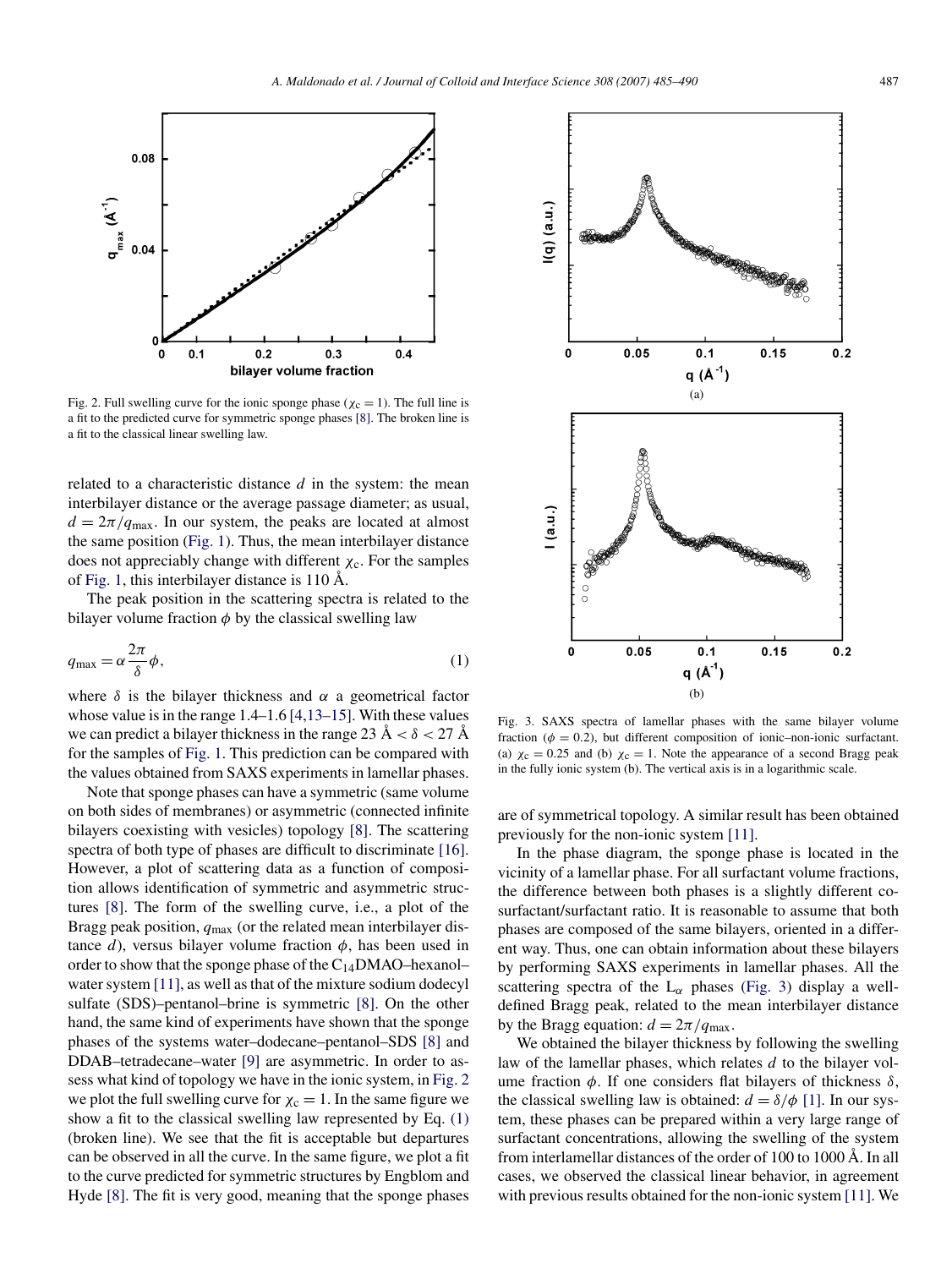Fig. 2. Full swelling curve for the ionic sponge phase ($\chi_c = 1$). The full line is a fit to the predicted curve for symmetric sponge phases [8]. The broken line is a fit to the classical linear swelling law.

related to a characteristic distance $d$ in the system: the mean interbilayer distance or the average passage diameter; as usual, $d = 2\pi/q_{max}$. In our system, the peaks are located at almost the same position (Fig. 1). Thus, the mean interbilayer distance does not appreciably change with different $\chi_c$. For the samples of Fig. 1, this interbilayer distance is 110 Å.

The peak position in the scattering spectra is related to the bilayer volume fraction $\phi$ by the classical swelling law

$$q_{max} = \alpha \frac{2\pi}{\delta} \phi, \tag{1}$$

where $\delta$ is the bilayer thickness and $\alpha$ a geometrical factor whose value is in the range 1.4–1.6 [4,13–15]. With these values we can predict a bilayer thickness in the range 23 Å $< \delta <$ 27 Å for the samples of Fig. 1. This prediction can be compared with the values obtained from SAXS experiments in lamellar phases.

Note that sponge phases can have a symmetric (same volume on both sides of membranes) or asymmetric (connected infinite bilayers coexisting with vesicles) topology [8]. The scattering spectra of both type of phases are difficult to discriminate [16]. However, a plot of scattering data as a function of composition allows identification of symmetric and asymmetric structures [8]. The form of the swelling curve, i.e., a plot of the Bragg peak position, $q_{max}$ (or the related mean interbilayer distance $d$), versus bilayer volume fraction $\phi$, has been used in order to show that the sponge phase of the $C_{14}$DMAO–hexanol–water system [11], as well as that of the mixture sodium dodecyl sulfate (SDS)–pentanol–brine is symmetric [8]. On the other hand, the same kind of experiments have shown that the sponge phases of the systems water–dodecane–pentanol–SDS [8] and DDAB–tetradecane–water [9] are asymmetric. In order to assess what kind of topology we have in the ionic system, in Fig. 2 we plot the full swelling curve for $\chi_c = 1$. In the same figure we show a fit to the classical swelling law represented by Eq. (1) (broken line). We see that the fit is acceptable but departures can be observed in all the curve. In the same figure, we plot a fit to the curve predicted for symmetric structures by Engblom and Hyde [8]. The fit is very good, meaning that the sponge phases are of symmetrical topology. A similar result has been obtained previously for the non-ionic system [11].

Fig. 3. SAXS spectra of lamellar phases with the same bilayer volume fraction ($\phi = 0.2$), but different composition of ionic–non-ionic surfactant. (a) $\chi_c = 0.25$ and (b) $\chi_c = 1$. Note the appearance of a second Bragg peak in the fully ionic system (b). The vertical axis is in a logarithmic scale.

In the phase diagram, the sponge phase is located in the vicinity of a lamellar phase. For all surfactant volume fractions, the difference between both phases is a slightly different cosurfactant/surfactant ratio. It is reasonable to assume that both phases are composed of the same bilayers, oriented in a different way. Thus, one can obtain information about these bilayers by performing SAXS experiments in lamellar phases. All the scattering spectra of the $L_\alpha$ phases (Fig. 3) display a well-defined Bragg peak, related to the mean interbilayer distance by the Bragg equation: $d = 2\pi/q_{max}$.

We obtained the bilayer thickness by following the swelling law of the lamellar phases, which relates $d$ to the bilayer volume fraction $\phi$. If one considers flat bilayers of thickness $\delta$, the classical swelling law is obtained: $d = \delta/\phi$ [1]. In our system, these phases can be prepared within a very large range of surfactant concentrations, allowing the swelling of the system from interlamellar distances of the order of 100 to 1000 Å. In all cases, we observed the classical linear behavior, in agreement with previous results obtained for the non-ionic system [11]. We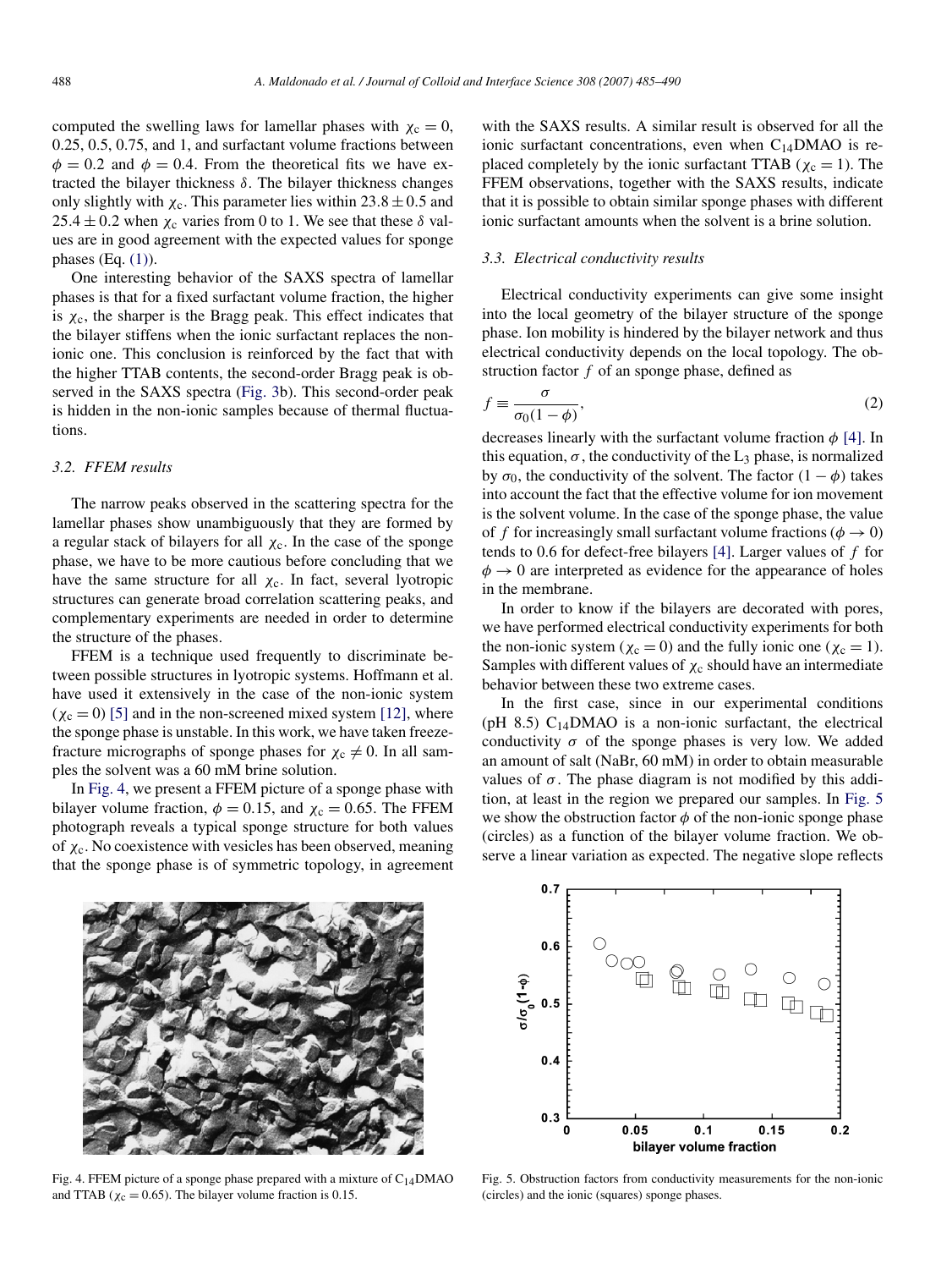computed the swelling laws for lamellar phases with $\chi_c = 0$, 0.25, 0.5, 0.75, and 1, and surfactant volume fractions between $\phi = 0.2$ and $\phi = 0.4$. From the theoretical fits we have extracted the bilayer thickness $\delta$. The bilayer thickness changes only slightly with $\chi_c$. This parameter lies within $23.8 \pm 0.5$ and $25.4 \pm 0.2$ when $\chi_c$ varies from 0 to 1. We see that these $\delta$ values are in good agreement with the expected values for sponge phases (Eq. (1)).

One interesting behavior of the SAXS spectra of lamellar phases is that for a fixed surfactant volume fraction, the higher is $\chi_c$, the sharper is the Bragg peak. This effect indicates that the bilayer stiffens when the ionic surfactant replaces the non-ionic one. This conclusion is reinforced by the fact that with the higher TTAB contents, the second-order Bragg peak is observed in the SAXS spectra (Fig. 3b). This second-order peak is hidden in the non-ionic samples because of thermal fluctuations.

### 3.2. FFEM results

The narrow peaks observed in the scattering spectra for the lamellar phases show unambiguously that they are formed by a regular stack of bilayers for all $\chi_c$. In the case of the sponge phase, we have to be more cautious before concluding that we have the same structure for all $\chi_c$. In fact, several lyotropic structures can generate broad correlation scattering peaks, and complementary experiments are needed in order to determine the structure of the phases.

FFEM is a technique used frequently to discriminate between possible structures in lyotropic systems. Hoffmann et al. have used it extensively in the case of the non-ionic system ($\chi_c = 0$) [5] and in the non-screened mixed system [12], where the sponge phase is unstable. In this work, we have taken freeze-fracture micrographs of sponge phases for $\chi_c \neq 0$. In all samples the solvent was a 60 mM brine solution.

In Fig. 4, we present a FFEM picture of a sponge phase with bilayer volume fraction, $\phi = 0.15$, and $\chi_c = 0.65$. The FFEM photograph reveals a typical sponge structure for both values of $\chi_c$. No coexistence with vesicles has been observed, meaning that the sponge phase is of symmetric topology, in agreement with the SAXS results. A similar result is observed for all the ionic surfactant concentrations, even when $C_{14}$DMAO is replaced completely by the ionic surfactant TTAB ($\chi_c = 1$). The FFEM observations, together with the SAXS results, indicate that it is possible to obtain similar sponge phases with different ionic surfactant amounts when the solvent is a brine solution.

Fig. 4. FFEM picture of a sponge phase prepared with a mixture of $C_{14}$DMAO and TTAB ($\chi_c = 0.65$). The bilayer volume fraction is 0.15.

### 3.3. Electrical conductivity results

Electrical conductivity experiments can give some insight into the local geometry of the bilayer structure of the sponge phase. Ion mobility is hindered by the bilayer network and thus electrical conductivity depends on the local topology. The obstruction factor $f$ of an sponge phase, defined as

$$f \equiv \frac{\sigma}{\sigma_0(1-\phi)}, \tag{2}$$

decreases linearly with the surfactant volume fraction $\phi$ [4]. In this equation, $\sigma$, the conductivity of the $L_3$ phase, is normalized by $\sigma_0$, the conductivity of the solvent. The factor $(1-\phi)$ takes into account the fact that the effective volume for ion movement is the solvent volume. In the case of the sponge phase, the value of $f$ for increasingly small surfactant volume fractions ($\phi \to 0$) tends to 0.6 for defect-free bilayers [4]. Larger values of $f$ for $\phi \to 0$ are interpreted as evidence for the appearance of holes in the membrane.

In order to know if the bilayers are decorated with pores, we have performed electrical conductivity experiments for both the non-ionic system ($\chi_c = 0$) and the fully ionic one ($\chi_c = 1$). Samples with different values of $\chi_c$ should have an intermediate behavior between these two extreme cases.

In the first case, since in our experimental conditions (pH 8.5) $C_{14}$DMAO is a non-ionic surfactant, the electrical conductivity $\sigma$ of the sponge phases is very low. We added an amount of salt (NaBr, 60 mM) in order to obtain measurable values of $\sigma$. The phase diagram is not modified by this addition, at least in the region we prepared our samples. In Fig. 5 we show the obstruction factor $\phi$ of the non-ionic sponge phase (circles) as a function of the bilayer volume fraction. We observe a linear variation as expected. The negative slope reflects

Fig. 5. Obstruction factors from conductivity measurements for the non-ionic (circles) and the ionic (squares) sponge phases.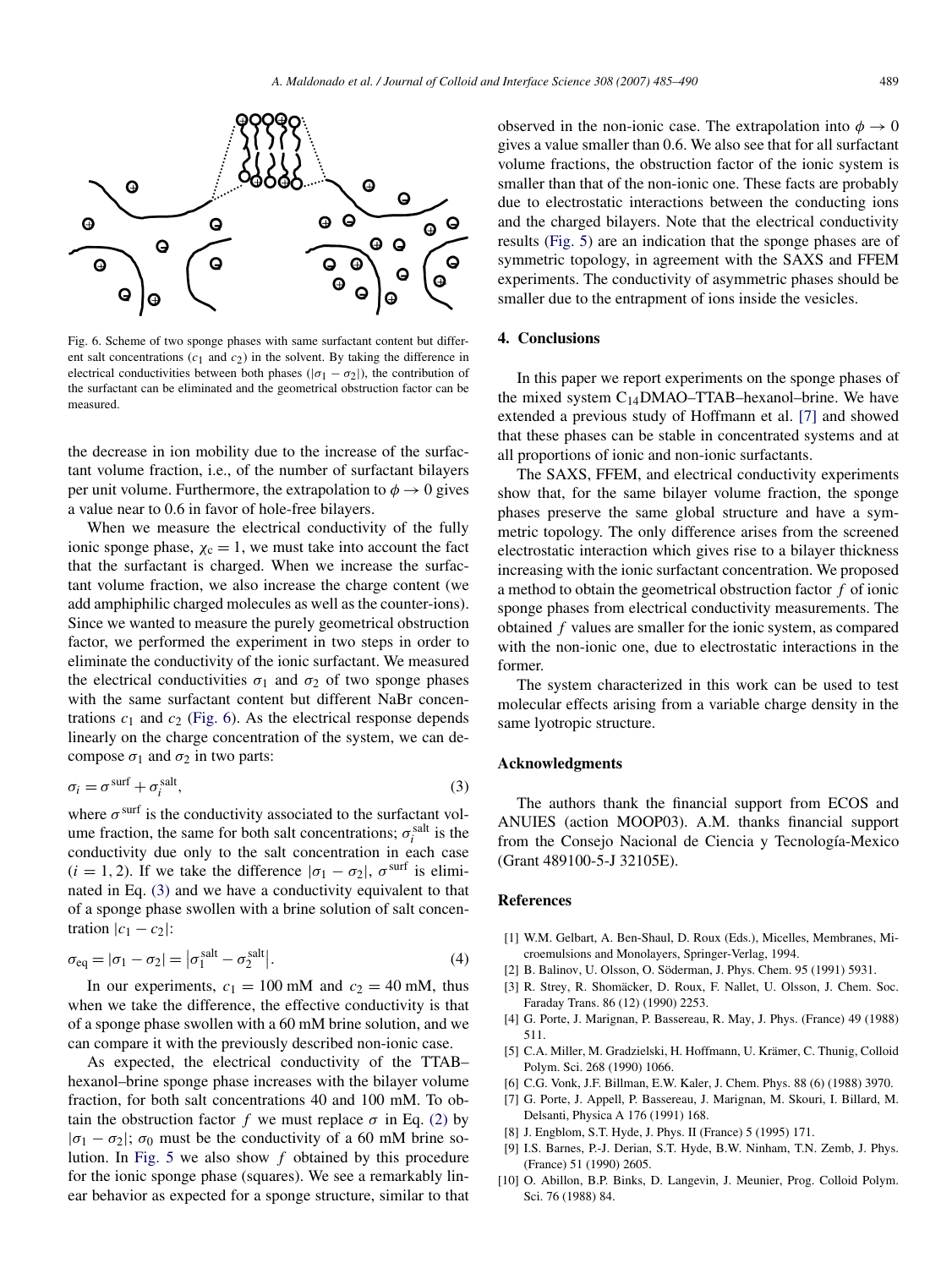Fig. 6. Scheme of two sponge phases with same surfactant content but different salt concentrations ($c_1$ and $c_2$) in the solvent. By taking the difference in electrical conductivities between both phases ($|\sigma_1 - \sigma_2|$), the contribution of the surfactant can be eliminated and the geometrical obstruction factor can be measured.

the decrease in ion mobility due to the increase of the surfactant volume fraction, i.e., of the number of surfactant bilayers per unit volume. Furthermore, the extrapolation to $\phi \to 0$ gives a value near to 0.6 in favor of hole-free bilayers.

When we measure the electrical conductivity of the fully ionic sponge phase, $\chi_c = 1$, we must take into account the fact that the surfactant is charged. When we increase the surfactant volume fraction, we also increase the charge content (we add amphiphilic charged molecules as well as the counter-ions). Since we wanted to measure the purely geometrical obstruction factor, we performed the experiment in two steps in order to eliminate the conductivity of the ionic surfactant. We measured the electrical conductivities $\sigma_1$ and $\sigma_2$ of two sponge phases with the same surfactant content but different NaBr concentrations $c_1$ and $c_2$ (Fig. 6). As the electrical response depends linearly on the charge concentration of the system, we can decompose $\sigma_1$ and $\sigma_2$ in two parts:

$$\sigma_i = \sigma^{\text{surf}} + \sigma_i^{\text{salt}}, \tag{3}$$

where $\sigma^{\text{surf}}$ is the conductivity associated to the surfactant volume fraction, the same for both salt concentrations; $\sigma_i^{\text{salt}}$ is the conductivity due only to the salt concentration in each case ($i = 1, 2$). If we take the difference $|\sigma_1 - \sigma_2|$, $\sigma^{\text{surf}}$ is eliminated in Eq. (3) and we have a conductivity equivalent to that of a sponge phase swollen with a brine solution of salt concentration $|c_1 - c_2|$:

$$\sigma_{\text{eq}} = |\sigma_1 - \sigma_2| = \left|\sigma_1^{\text{salt}} - \sigma_2^{\text{salt}}\right|. \tag{4}$$

In our experiments, $c_1 = 100$ mM and $c_2 = 40$ mM, thus when we take the difference, the effective conductivity is that of a sponge phase swollen with a 60 mM brine solution, and we can compare it with the previously described non-ionic case.

As expected, the electrical conductivity of the TTAB–hexanol–brine sponge phase increases with the bilayer volume fraction, for both salt concentrations 40 and 100 mM. To obtain the obstruction factor $f$ we must replace $\sigma$ in Eq. (2) by $|\sigma_1 - \sigma_2|$; $\sigma_0$ must be the conductivity of a 60 mM brine solution. In Fig. 5 we also show $f$ obtained by this procedure for the ionic sponge phase (squares). We see a remarkably linear behavior as expected for a sponge structure, similar to that observed in the non-ionic case. The extrapolation into $\phi \to 0$ gives a value smaller than 0.6. We also see that for all surfactant volume fractions, the obstruction factor of the ionic system is smaller than that of the non-ionic one. These facts are probably due to electrostatic interactions between the conducting ions and the charged bilayers. Note that the electrical conductivity results (Fig. 5) are an indication that the sponge phases are of symmetric topology, in agreement with the SAXS and FFEM experiments. The conductivity of asymmetric phases should be smaller due to the entrapment of ions inside the vesicles.

## 4. Conclusions

In this paper we report experiments on the sponge phases of the mixed system $C_{14}$DMAO–TTAB–hexanol–brine. We have extended a previous study of Hoffmann et al. [7] and showed that these phases can be stable in concentrated systems and at all proportions of ionic and non-ionic surfactants.

The SAXS, FFEM, and electrical conductivity experiments show that, for the same bilayer volume fraction, the sponge phases preserve the same global structure and have a symmetric topology. The only difference arises from the screened electrostatic interaction which gives rise to a bilayer thickness increasing with the ionic surfactant concentration. We proposed a method to obtain the geometrical obstruction factor $f$ of ionic sponge phases from electrical conductivity measurements. The obtained $f$ values are smaller for the ionic system, as compared with the non-ionic one, due to electrostatic interactions in the former.

The system characterized in this work can be used to test molecular effects arising from a variable charge density in the same lyotropic structure.

## Acknowledgments

The authors thank the financial support from ECOS and ANUIES (action MOOP03). A.M. thanks financial support from the Consejo Nacional de Ciencia y Tecnología-Mexico (Grant 489100-5-J 32105E).

## References

[1] W.M. Gelbart, A. Ben-Shaul, D. Roux (Eds.), Micelles, Membranes, Microemulsions and Monolayers, Springer-Verlag, 1994.

[2] B. Balinov, U. Olsson, O. Söderman, J. Phys. Chem. 95 (1991) 5931.

[3] R. Strey, R. Shomäcker, D. Roux, F. Nallet, U. Olsson, J. Chem. Soc. Faraday Trans. 86 (12) (1990) 2253.

[4] G. Porte, J. Marignan, P. Bassereau, R. May, J. Phys. (France) 49 (1988) 511.

[5] C.A. Miller, M. Gradzielski, H. Hoffmann, U. Krämer, C. Thunig, Colloid Polym. Sci. 268 (1990) 1066.

[6] C.G. Vonk, J.F. Billman, E.W. Kaler, J. Chem. Phys. 88 (6) (1988) 3970.

[7] G. Porte, J. Appell, P. Bassereau, J. Marignan, M. Skouri, I. Billard, M. Delsanti, Physica A 176 (1991) 168.

[8] J. Engblom, S.T. Hyde, J. Phys. II (France) 5 (1995) 171.

[9] I.S. Barnes, P.-J. Derian, S.T. Hyde, B.W. Ninham, T.N. Zemb, J. Phys. (France) 51 (1990) 2605.

[10] O. Abillon, B.P. Binks, D. Langevin, J. Meunier, Prog. Colloid Polym. Sci. 76 (1988) 84.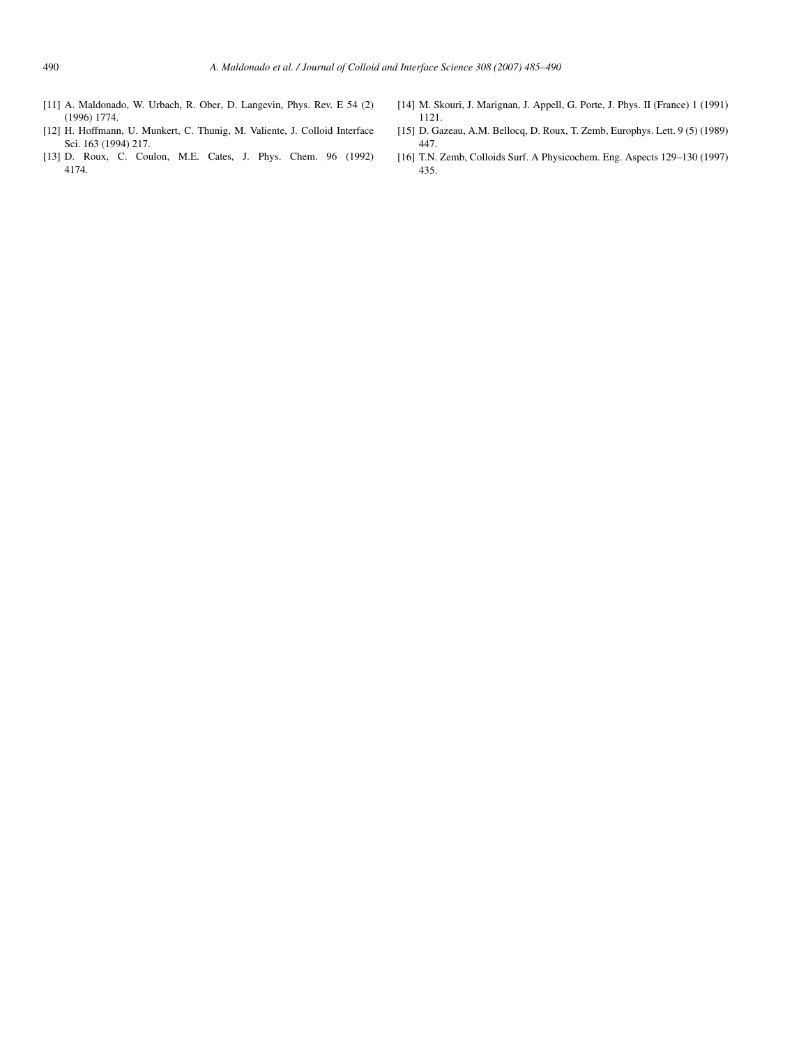[11] A. Maldonado, W. Urbach, R. Ober, D. Langevin, Phys. Rev. E 54 (2) (1996) 1774.

[12] H. Hoffmann, U. Munkert, C. Thunig, M. Valiente, J. Colloid Interface Sci. 163 (1994) 217.

[13] D. Roux, C. Coulon, M.E. Cates, J. Phys. Chem. 96 (1992) 4174.

[14] M. Skouri, J. Marignan, J. Appell, G. Porte, J. Phys. II (France) 1 (1991) 1121.

[15] D. Gazeau, A.M. Bellocq, D. Roux, T. Zemb, Europhys. Lett. 9 (5) (1989) 447.

[16] T.N. Zemb, Colloids Surf. A Physicochem. Eng. Aspects 129–130 (1997) 435.